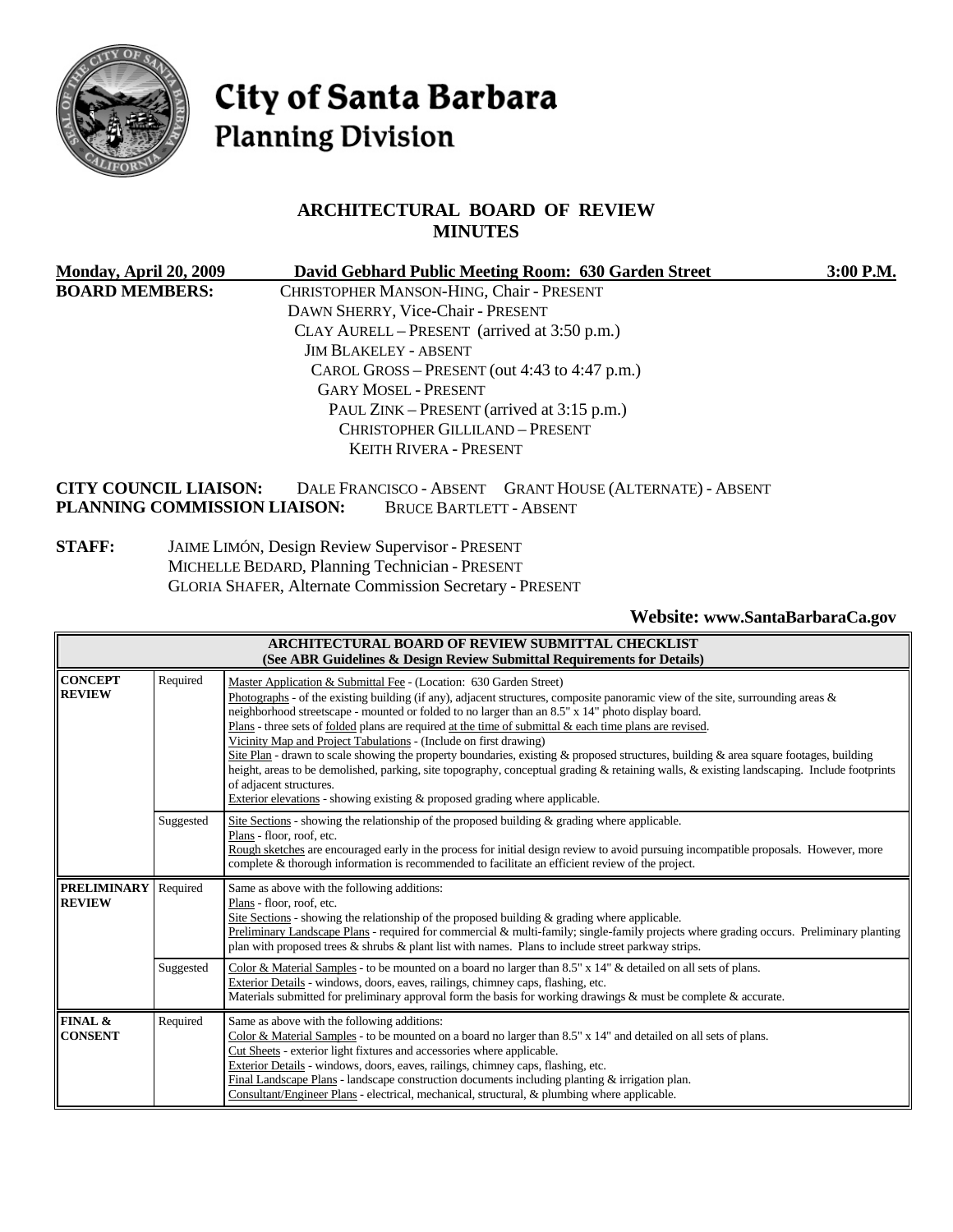# City of Santa Barbara
## Planning Division

### ARCHITECTURAL BOARD OF REVIEW
### MINUTES

**Monday, April 20, 2009** **David Gebhard Public Meeting Room: 630 Garden Street** **3:00 P.M.**

**BOARD MEMBERS:**
CHRISTOPHER MANSON-HING, Chair - PRESENT
DAWN SHERRY, Vice-Chair - PRESENT
CLAY AURELL – PRESENT (arrived at 3:50 p.m.)
JIM BLAKELEY - ABSENT
CAROL GROSS – PRESENT (out 4:43 to 4:47 p.m.)
GARY MOSEL - PRESENT
PAUL ZINK – PRESENT (arrived at 3:15 p.m.)
CHRISTOPHER GILLILAND – PRESENT
KEITH RIVERA - PRESENT

**CITY COUNCIL LIAISON:** DALE FRANCISCO - ABSENT GRANT HOUSE (ALTERNATE) - ABSENT
**PLANNING COMMISSION LIAISON:** BRUCE BARTLETT - ABSENT

**STAFF:**
JAIME LIMÓN, Design Review Supervisor - PRESENT
MICHELLE BEDARD, Planning Technician - PRESENT
GLORIA SHAFER, Alternate Commission Secretary - PRESENT

**Website: www.SantaBarbaraCa.gov**

| ARCHITECTURAL BOARD OF REVIEW SUBMITTAL CHECKLIST (See ABR Guidelines & Design Review Submittal Requirements for Details) | | |
|---|---|---|
| **CONCEPT REVIEW** | Required | Master Application & Submittal Fee - (Location: 630 Garden Street) Photographs - of the existing building (if any), adjacent structures, composite panoramic view of the site, surrounding areas & neighborhood streetscape - mounted or folded to no larger than an 8.5" x 14" photo display board. Plans - three sets of folded plans are required at the time of submittal & each time plans are revised. Vicinity Map and Project Tabulations - (Include on first drawing) Site Plan - drawn to scale showing the property boundaries, existing & proposed structures, building & area square footages, building height, areas to be demolished, parking, site topography, conceptual grading & retaining walls, & existing landscaping. Include footprints of adjacent structures. Exterior elevations - showing existing & proposed grading where applicable. |
| | Suggested | Site Sections - showing the relationship of the proposed building & grading where applicable. Plans - floor, roof, etc. Rough sketches are encouraged early in the process for initial design review to avoid pursuing incompatible proposals. However, more complete & thorough information is recommended to facilitate an efficient review of the project. |
| **PRELIMINARY REVIEW** | Required | Same as above with the following additions: Plans - floor, roof, etc. Site Sections - showing the relationship of the proposed building & grading where applicable. Preliminary Landscape Plans - required for commercial & multi-family; single-family projects where grading occurs. Preliminary planting plan with proposed trees & shrubs & plant list with names. Plans to include street parkway strips. |
| | Suggested | Color & Material Samples - to be mounted on a board no larger than 8.5" x 14" & detailed on all sets of plans. Exterior Details - windows, doors, eaves, railings, chimney caps, flashing, etc. Materials submitted for preliminary approval form the basis for working drawings & must be complete & accurate. |
| **FINAL & CONSENT** | Required | Same as above with the following additions: Color & Material Samples - to be mounted on a board no larger than 8.5" x 14" and detailed on all sets of plans. Cut Sheets - exterior light fixtures and accessories where applicable. Exterior Details - windows, doors, eaves, railings, chimney caps, flashing, etc. Final Landscape Plans - landscape construction documents including planting & irrigation plan. Consultant/Engineer Plans - electrical, mechanical, structural, & plumbing where applicable. |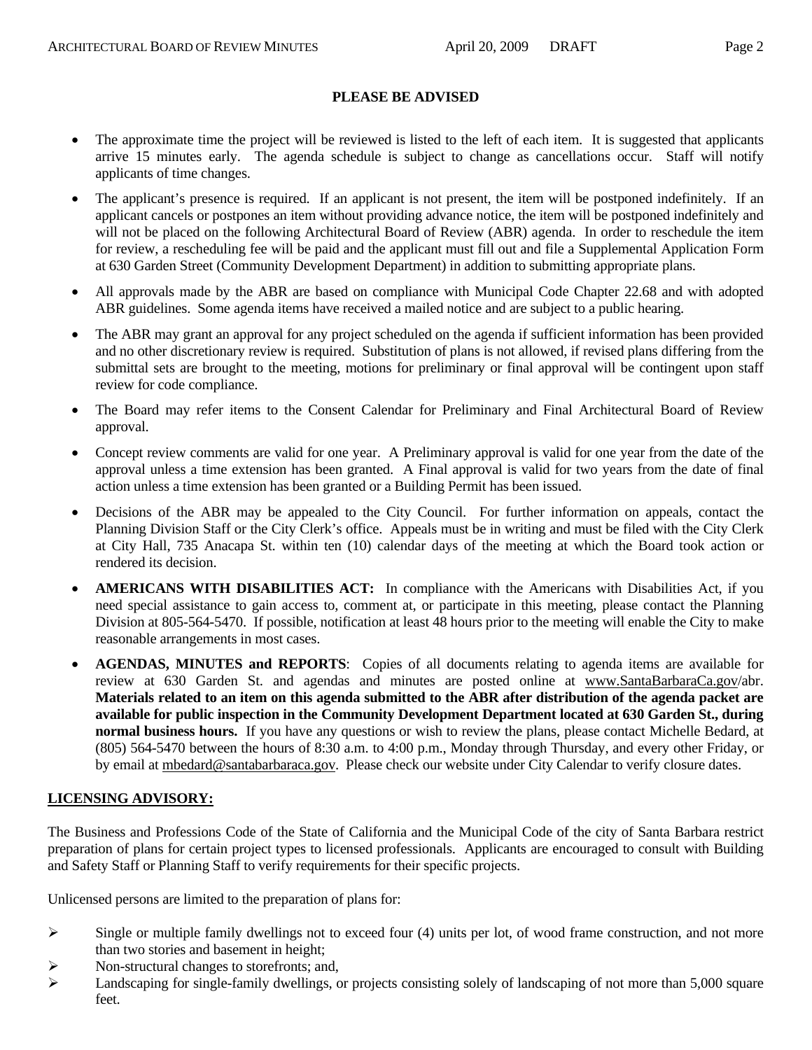**PLEASE BE ADVISED**

- The approximate time the project will be reviewed is listed to the left of each item. It is suggested that applicants arrive 15 minutes early. The agenda schedule is subject to change as cancellations occur. Staff will notify applicants of time changes.
- The applicant's presence is required. If an applicant is not present, the item will be postponed indefinitely. If an applicant cancels or postpones an item without providing advance notice, the item will be postponed indefinitely and will not be placed on the following Architectural Board of Review (ABR) agenda. In order to reschedule the item for review, a rescheduling fee will be paid and the applicant must fill out and file a Supplemental Application Form at 630 Garden Street (Community Development Department) in addition to submitting appropriate plans.
- All approvals made by the ABR are based on compliance with Municipal Code Chapter 22.68 and with adopted ABR guidelines. Some agenda items have received a mailed notice and are subject to a public hearing.
- The ABR may grant an approval for any project scheduled on the agenda if sufficient information has been provided and no other discretionary review is required. Substitution of plans is not allowed, if revised plans differing from the submittal sets are brought to the meeting, motions for preliminary or final approval will be contingent upon staff review for code compliance.
- The Board may refer items to the Consent Calendar for Preliminary and Final Architectural Board of Review approval.
- Concept review comments are valid for one year. A Preliminary approval is valid for one year from the date of the approval unless a time extension has been granted. A Final approval is valid for two years from the date of final action unless a time extension has been granted or a Building Permit has been issued.
- Decisions of the ABR may be appealed to the City Council. For further information on appeals, contact the Planning Division Staff or the City Clerk's office. Appeals must be in writing and must be filed with the City Clerk at City Hall, 735 Anacapa St. within ten (10) calendar days of the meeting at which the Board took action or rendered its decision.
- **AMERICANS WITH DISABILITIES ACT:** In compliance with the Americans with Disabilities Act, if you need special assistance to gain access to, comment at, or participate in this meeting, please contact the Planning Division at 805-564-5470. If possible, notification at least 48 hours prior to the meeting will enable the City to make reasonable arrangements in most cases.
- **AGENDAS, MINUTES and REPORTS**: Copies of all documents relating to agenda items are available for review at 630 Garden St. and agendas and minutes are posted online at www.SantaBarbaraCa.gov/abr. **Materials related to an item on this agenda submitted to the ABR after distribution of the agenda packet are available for public inspection in the Community Development Department located at 630 Garden St., during normal business hours.** If you have any questions or wish to review the plans, please contact Michelle Bedard, at (805) 564-5470 between the hours of 8:30 a.m. to 4:00 p.m., Monday through Thursday, and every other Friday, or by email at mbedard@santabarbaraca.gov. Please check our website under City Calendar to verify closure dates.

**LICENSING ADVISORY:**

The Business and Professions Code of the State of California and the Municipal Code of the city of Santa Barbara restrict preparation of plans for certain project types to licensed professionals. Applicants are encouraged to consult with Building and Safety Staff or Planning Staff to verify requirements for their specific projects.

Unlicensed persons are limited to the preparation of plans for:

- Single or multiple family dwellings not to exceed four (4) units per lot, of wood frame construction, and not more than two stories and basement in height;
- Non-structural changes to storefronts; and,
- Landscaping for single-family dwellings, or projects consisting solely of landscaping of not more than 5,000 square feet.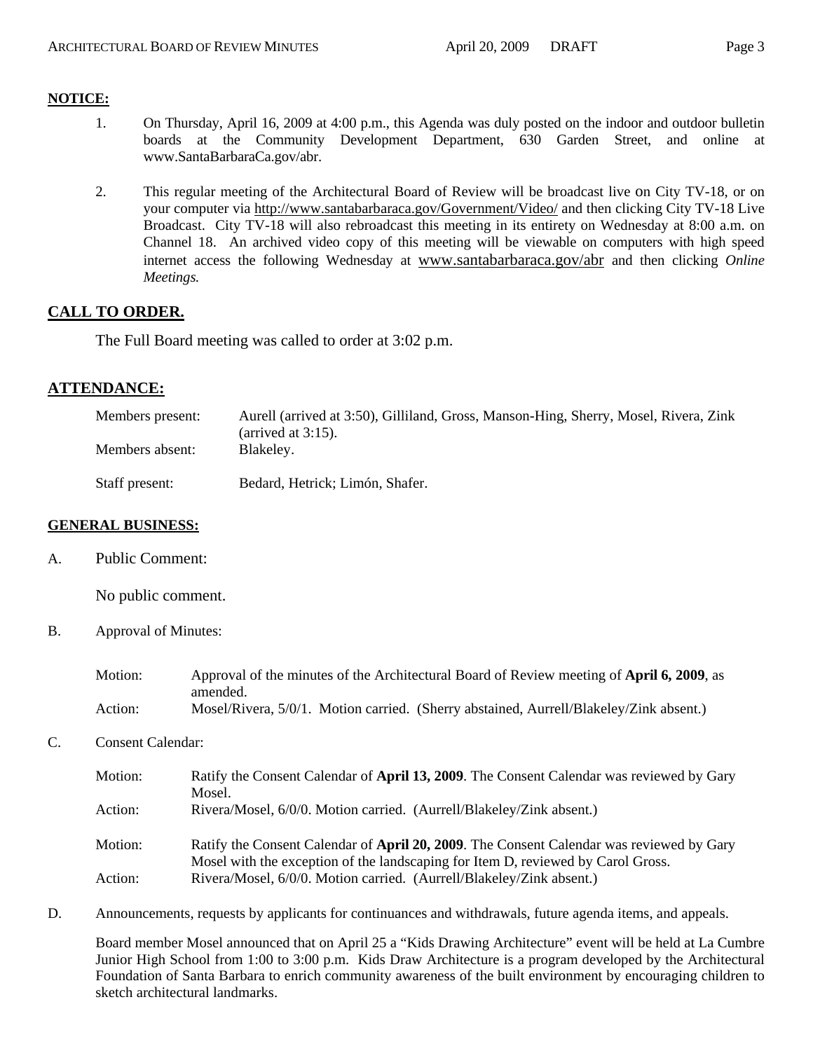**NOTICE:**

1. On Thursday, April 16, 2009 at 4:00 p.m., this Agenda was duly posted on the indoor and outdoor bulletin boards at the Community Development Department, 630 Garden Street, and online at www.SantaBarbaraCa.gov/abr.

2. This regular meeting of the Architectural Board of Review will be broadcast live on City TV-18, or on your computer via http://www.santabarbaraca.gov/Government/Video/ and then clicking City TV-18 Live Broadcast. City TV-18 will also rebroadcast this meeting in its entirety on Wednesday at 8:00 a.m. on Channel 18. An archived video copy of this meeting will be viewable on computers with high speed internet access the following Wednesday at www.santabarbaraca.gov/abr and then clicking *Online Meetings.*

## CALL TO ORDER.

The Full Board meeting was called to order at 3:02 p.m.

## ATTENDANCE:

| | |
|---|---|
| Members present: | Aurell (arrived at 3:50), Gilliland, Gross, Manson-Hing, Sherry, Mosel, Rivera, Zink (arrived at 3:15). |
| Members absent: | Blakeley. |
| Staff present: | Bedard, Hetrick; Limón, Shafer. |

**GENERAL BUSINESS:**

A. Public Comment:

No public comment.

B. Approval of Minutes:

| | |
|---|---|
| Motion: | Approval of the minutes of the Architectural Board of Review meeting of **April 6, 2009**, as amended. |
| Action: | Mosel/Rivera, 5/0/1. Motion carried. (Sherry abstained, Aurrell/Blakeley/Zink absent.) |

C. Consent Calendar:

| | |
|---|---|
| Motion: | Ratify the Consent Calendar of **April 13, 2009**. The Consent Calendar was reviewed by Gary Mosel. |
| Action: | Rivera/Mosel, 6/0/0. Motion carried. (Aurrell/Blakeley/Zink absent.) |
| Motion: | Ratify the Consent Calendar of **April 20, 2009**. The Consent Calendar was reviewed by Gary Mosel with the exception of the landscaping for Item D, reviewed by Carol Gross. |
| Action: | Rivera/Mosel, 6/0/0. Motion carried. (Aurrell/Blakeley/Zink absent.) |

D. Announcements, requests by applicants for continuances and withdrawals, future agenda items, and appeals.

Board member Mosel announced that on April 25 a "Kids Drawing Architecture" event will be held at La Cumbre Junior High School from 1:00 to 3:00 p.m. Kids Draw Architecture is a program developed by the Architectural Foundation of Santa Barbara to enrich community awareness of the built environment by encouraging children to sketch architectural landmarks.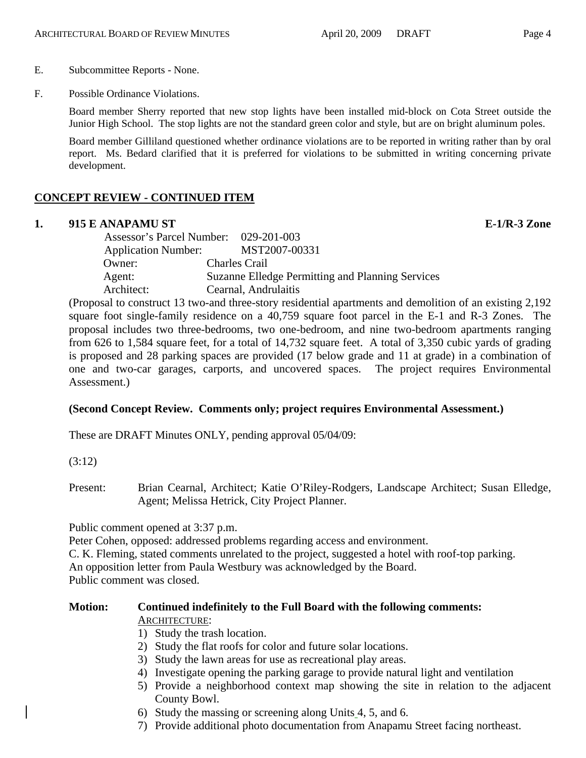E. Subcommittee Reports - None.

F. Possible Ordinance Violations.

Board member Sherry reported that new stop lights have been installed mid-block on Cota Street outside the Junior High School. The stop lights are not the standard green color and style, but are on bright aluminum poles.

Board member Gilliland questioned whether ordinance violations are to be reported in writing rather than by oral report. Ms. Bedard clarified that it is preferred for violations to be submitted in writing concerning private development.

## CONCEPT REVIEW - CONTINUED ITEM

### 1. 915 E ANAPAMU ST — E-1/R-3 Zone

Assessor's Parcel Number: 029-201-003
Application Number: MST2007-00331
Owner: Charles Crail
Agent: Suzanne Elledge Permitting and Planning Services
Architect: Cearnal, Andrulaitis

(Proposal to construct 13 two-and three-story residential apartments and demolition of an existing 2,192 square foot single-family residence on a 40,759 square foot parcel in the E-1 and R-3 Zones. The proposal includes two three-bedrooms, two one-bedroom, and nine two-bedroom apartments ranging from 626 to 1,584 square feet, for a total of 14,732 square feet. A total of 3,350 cubic yards of grading is proposed and 28 parking spaces are provided (17 below grade and 11 at grade) in a combination of one and two-car garages, carports, and uncovered spaces. The project requires Environmental Assessment.)

**(Second Concept Review. Comments only; project requires Environmental Assessment.)**

These are DRAFT Minutes ONLY, pending approval 05/04/09:

(3:12)

Present: Brian Cearnal, Architect; Katie O'Riley-Rodgers, Landscape Architect; Susan Elledge, Agent; Melissa Hetrick, City Project Planner.

Public comment opened at 3:37 p.m.
Peter Cohen, opposed: addressed problems regarding access and environment.
C. K. Fleming, stated comments unrelated to the project, suggested a hotel with roof-top parking.
An opposition letter from Paula Westbury was acknowledged by the Board.
Public comment was closed.

**Motion: Continued indefinitely to the Full Board with the following comments:**

ARCHITECTURE:

1) Study the trash location.
2) Study the flat roofs for color and future solar locations.
3) Study the lawn areas for use as recreational play areas.
4) Investigate opening the parking garage to provide natural light and ventilation
5) Provide a neighborhood context map showing the site in relation to the adjacent County Bowl.
6) Study the massing or screening along Units 4, 5, and 6.
7) Provide additional photo documentation from Anapamu Street facing northeast.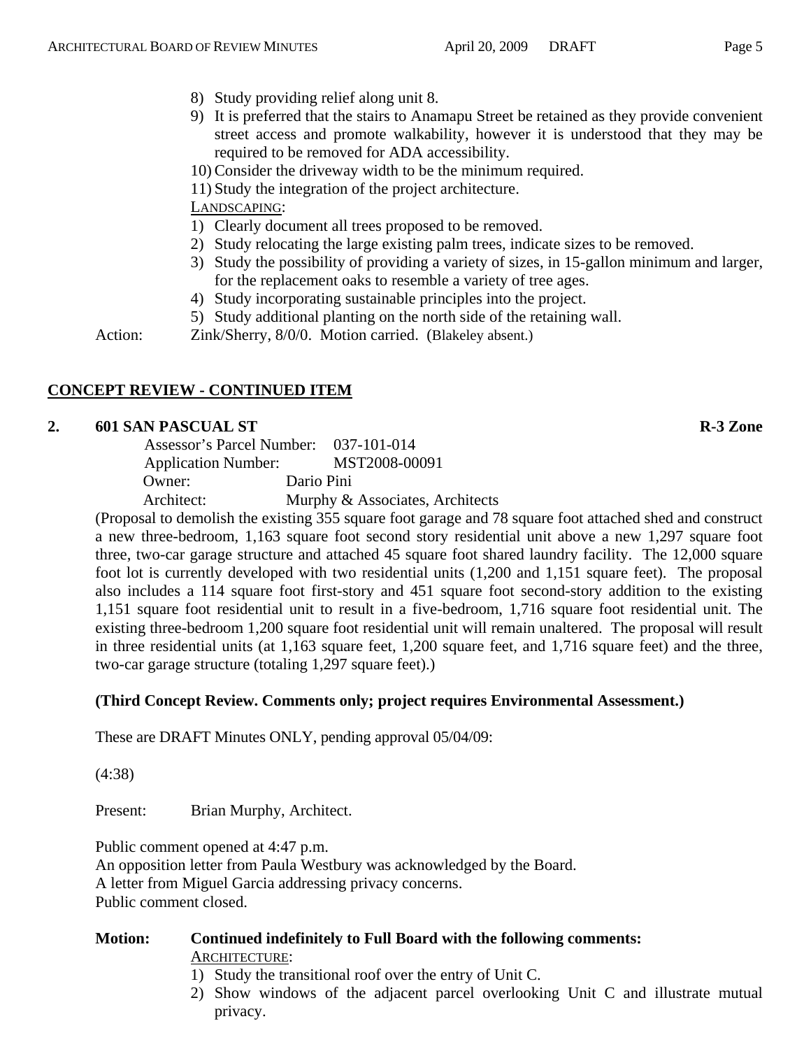8) Study providing relief along unit 8.
9) It is preferred that the stairs to Anamapu Street be retained as they provide convenient street access and promote walkability, however it is understood that they may be required to be removed for ADA accessibility.
10) Consider the driveway width to be the minimum required.
11) Study the integration of the project architecture.

LANDSCAPING:

1) Clearly document all trees proposed to be removed.
2) Study relocating the large existing palm trees, indicate sizes to be removed.
3) Study the possibility of providing a variety of sizes, in 15-gallon minimum and larger, for the replacement oaks to resemble a variety of tree ages.
4) Study incorporating sustainable principles into the project.
5) Study additional planting on the north side of the retaining wall.

Action: Zink/Sherry, 8/0/0. Motion carried. (Blakeley absent.)

## CONCEPT REVIEW - CONTINUED ITEM

### 2. 601 SAN PASCUAL ST — R-3 Zone

Assessor's Parcel Number: 037-101-014
Application Number: MST2008-00091
Owner: Dario Pini
Architect: Murphy & Associates, Architects

(Proposal to demolish the existing 355 square foot garage and 78 square foot attached shed and construct a new three-bedroom, 1,163 square foot second story residential unit above a new 1,297 square foot three, two-car garage structure and attached 45 square foot shared laundry facility. The 12,000 square foot lot is currently developed with two residential units (1,200 and 1,151 square feet). The proposal also includes a 114 square foot first-story and 451 square foot second-story addition to the existing 1,151 square foot residential unit to result in a five-bedroom, 1,716 square foot residential unit. The existing three-bedroom 1,200 square foot residential unit will remain unaltered. The proposal will result in three residential units (at 1,163 square feet, 1,200 square feet, and 1,716 square feet) and the three, two-car garage structure (totaling 1,297 square feet).)

**(Third Concept Review. Comments only; project requires Environmental Assessment.)**

These are DRAFT Minutes ONLY, pending approval 05/04/09:

(4:38)

Present: Brian Murphy, Architect.

Public comment opened at 4:47 p.m.
An opposition letter from Paula Westbury was acknowledged by the Board.
A letter from Miguel Garcia addressing privacy concerns.
Public comment closed.

**Motion: Continued indefinitely to Full Board with the following comments:**

ARCHITECTURE:

1) Study the transitional roof over the entry of Unit C.
2) Show windows of the adjacent parcel overlooking Unit C and illustrate mutual privacy.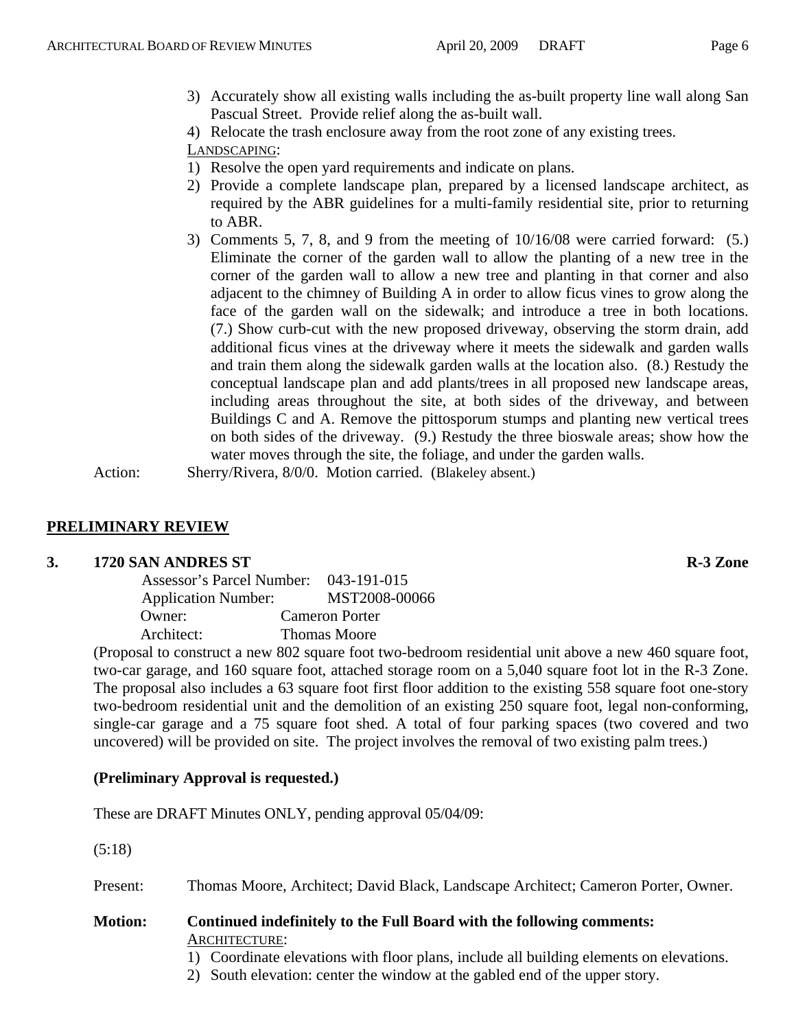3) Accurately show all existing walls including the as-built property line wall along San Pascual Street. Provide relief along the as-built wall.
4) Relocate the trash enclosure away from the root zone of any existing trees.

<u>LANDSCAPING</u>:

1) Resolve the open yard requirements and indicate on plans.
2) Provide a complete landscape plan, prepared by a licensed landscape architect, as required by the ABR guidelines for a multi-family residential site, prior to returning to ABR.
3) Comments 5, 7, 8, and 9 from the meeting of 10/16/08 were carried forward: (5.) Eliminate the corner of the garden wall to allow the planting of a new tree in the corner of the garden wall to allow a new tree and planting in that corner and also adjacent to the chimney of Building A in order to allow ficus vines to grow along the face of the garden wall on the sidewalk; and introduce a tree in both locations. (7.) Show curb-cut with the new proposed driveway, observing the storm drain, add additional ficus vines at the driveway where it meets the sidewalk and garden walls and train them along the sidewalk garden walls at the location also. (8.) Restudy the conceptual landscape plan and add plants/trees in all proposed new landscape areas, including areas throughout the site, at both sides of the driveway, and between Buildings C and A. Remove the pittosporum stumps and planting new vertical trees on both sides of the driveway. (9.) Restudy the three bioswale areas; show how the water moves through the site, the foliage, and under the garden walls.

Action: Sherry/Rivera, 8/0/0. Motion carried. (Blakeley absent.)

## PRELIMINARY REVIEW

### 3. 1720 SAN ANDRES ST — R-3 Zone

Assessor's Parcel Number: 043-191-015
Application Number: MST2008-00066
Owner: Cameron Porter
Architect: Thomas Moore

(Proposal to construct a new 802 square foot two-bedroom residential unit above a new 460 square foot, two-car garage, and 160 square foot, attached storage room on a 5,040 square foot lot in the R-3 Zone. The proposal also includes a 63 square foot first floor addition to the existing 558 square foot one-story two-bedroom residential unit and the demolition of an existing 250 square foot, legal non-conforming, single-car garage and a 75 square foot shed. A total of four parking spaces (two covered and two uncovered) will be provided on site. The project involves the removal of two existing palm trees.)

**(Preliminary Approval is requested.)**

These are DRAFT Minutes ONLY, pending approval 05/04/09:

(5:18)

Present: Thomas Moore, Architect; David Black, Landscape Architect; Cameron Porter, Owner.

**Motion: Continued indefinitely to the Full Board with the following comments:**

<u>ARCHITECTURE</u>:

1) Coordinate elevations with floor plans, include all building elements on elevations.
2) South elevation: center the window at the gabled end of the upper story.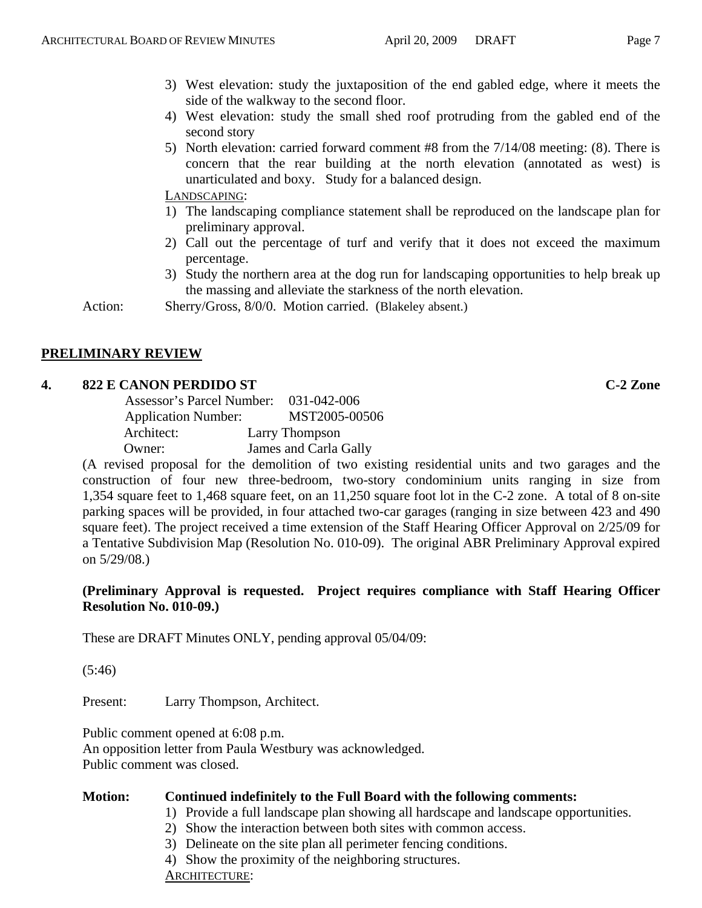3) West elevation: study the juxtaposition of the end gabled edge, where it meets the side of the walkway to the second floor.
4) West elevation: study the small shed roof protruding from the gabled end of the second story
5) North elevation: carried forward comment #8 from the 7/14/08 meeting: (8). There is concern that the rear building at the north elevation (annotated as west) is unarticulated and boxy. Study for a balanced design.

LANDSCAPING:

1) The landscaping compliance statement shall be reproduced on the landscape plan for preliminary approval.
2) Call out the percentage of turf and verify that it does not exceed the maximum percentage.
3) Study the northern area at the dog run for landscaping opportunities to help break up the massing and alleviate the starkness of the north elevation.

Action: Sherry/Gross, 8/0/0. Motion carried. (Blakeley absent.)

## PRELIMINARY REVIEW

### 4. 822 E CANON PERDIDO ST — C-2 Zone

Assessor's Parcel Number: 031-042-006
Application Number: MST2005-00506
Architect: Larry Thompson
Owner: James and Carla Gally

(A revised proposal for the demolition of two existing residential units and two garages and the construction of four new three-bedroom, two-story condominium units ranging in size from 1,354 square feet to 1,468 square feet, on an 11,250 square foot lot in the C-2 zone. A total of 8 on-site parking spaces will be provided, in four attached two-car garages (ranging in size between 423 and 490 square feet). The project received a time extension of the Staff Hearing Officer Approval on 2/25/09 for a Tentative Subdivision Map (Resolution No. 010-09). The original ABR Preliminary Approval expired on 5/29/08.)

**(Preliminary Approval is requested. Project requires compliance with Staff Hearing Officer Resolution No. 010-09.)**

These are DRAFT Minutes ONLY, pending approval 05/04/09:

(5:46)

Present: Larry Thompson, Architect.

Public comment opened at 6:08 p.m.
An opposition letter from Paula Westbury was acknowledged.
Public comment was closed.

**Motion: Continued indefinitely to the Full Board with the following comments:**

1) Provide a full landscape plan showing all hardscape and landscape opportunities.
2) Show the interaction between both sites with common access.
3) Delineate on the site plan all perimeter fencing conditions.
4) Show the proximity of the neighboring structures.

ARCHITECTURE: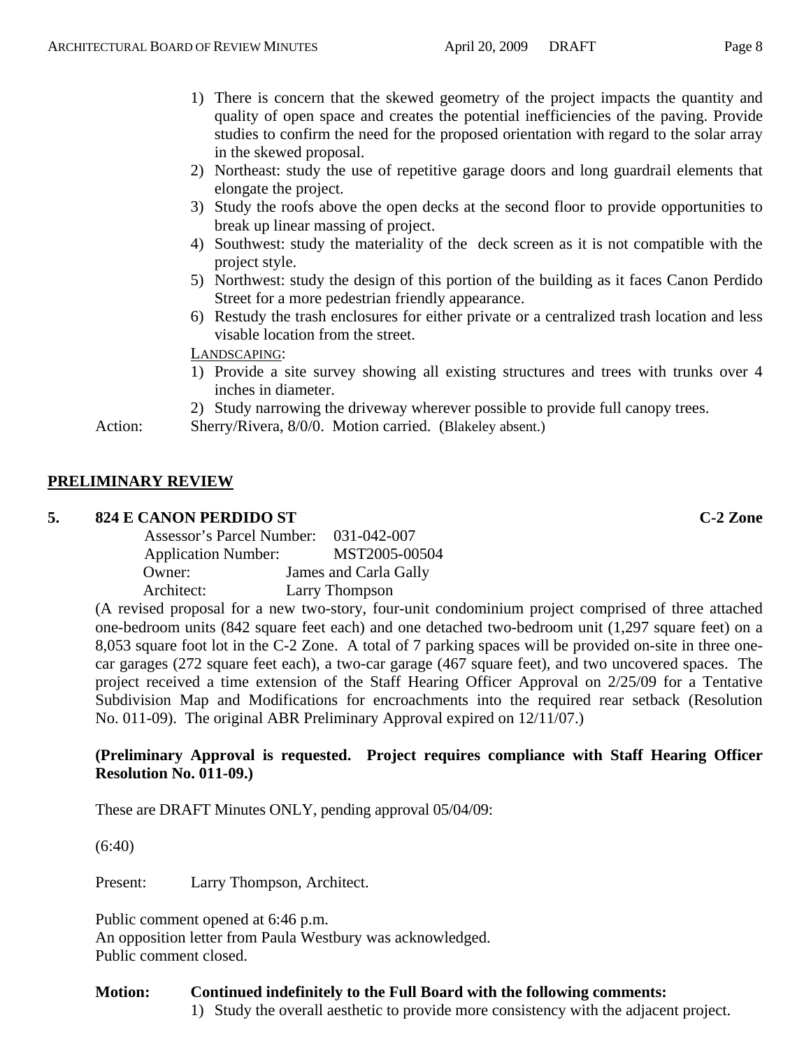1) There is concern that the skewed geometry of the project impacts the quantity and quality of open space and creates the potential inefficiencies of the paving. Provide studies to confirm the need for the proposed orientation with regard to the solar array in the skewed proposal.
2) Northeast: study the use of repetitive garage doors and long guardrail elements that elongate the project.
3) Study the roofs above the open decks at the second floor to provide opportunities to break up linear massing of project.
4) Southwest: study the materiality of the deck screen as it is not compatible with the project style.
5) Northwest: study the design of this portion of the building as it faces Canon Perdido Street for a more pedestrian friendly appearance.
6) Restudy the trash enclosures for either private or a centralized trash location and less visable location from the street.

LANDSCAPING:

1) Provide a site survey showing all existing structures and trees with trunks over 4 inches in diameter.
2) Study narrowing the driveway wherever possible to provide full canopy trees.

Action: Sherry/Rivera, 8/0/0. Motion carried. (Blakeley absent.)

## PRELIMINARY REVIEW

### 5. 824 E CANON PERDIDO ST — C-2 Zone

Assessor's Parcel Number: 031-042-007
Application Number: MST2005-00504
Owner: James and Carla Gally
Architect: Larry Thompson

(A revised proposal for a new two-story, four-unit condominium project comprised of three attached one-bedroom units (842 square feet each) and one detached two-bedroom unit (1,297 square feet) on a 8,053 square foot lot in the C-2 Zone. A total of 7 parking spaces will be provided on-site in three one-car garages (272 square feet each), a two-car garage (467 square feet), and two uncovered spaces. The project received a time extension of the Staff Hearing Officer Approval on 2/25/09 for a Tentative Subdivision Map and Modifications for encroachments into the required rear setback (Resolution No. 011-09). The original ABR Preliminary Approval expired on 12/11/07.)

**(Preliminary Approval is requested. Project requires compliance with Staff Hearing Officer Resolution No. 011-09.)**

These are DRAFT Minutes ONLY, pending approval 05/04/09:

(6:40)

Present: Larry Thompson, Architect.

Public comment opened at 6:46 p.m.
An opposition letter from Paula Westbury was acknowledged.
Public comment closed.

**Motion: Continued indefinitely to the Full Board with the following comments:**

1) Study the overall aesthetic to provide more consistency with the adjacent project.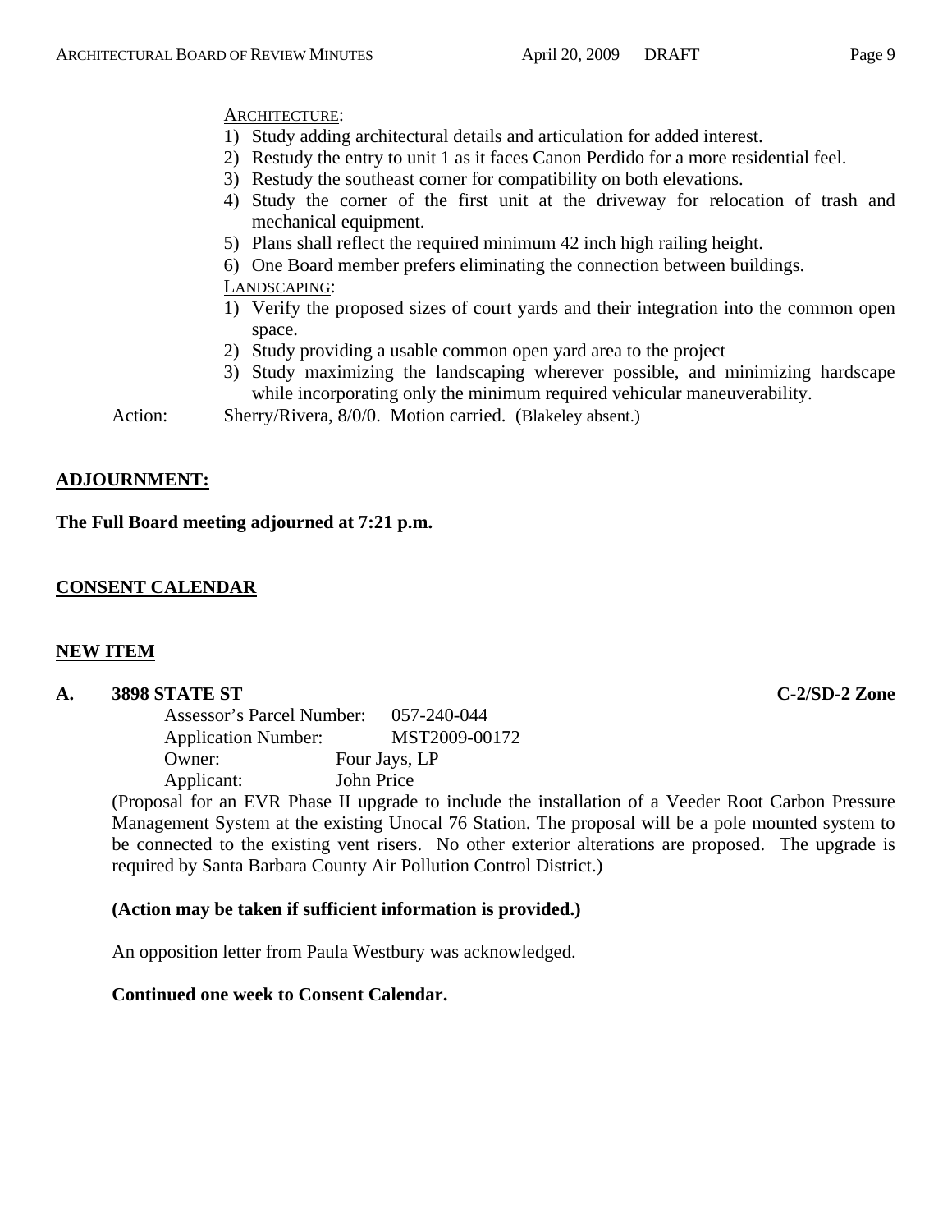ARCHITECTURE:

1) Study adding architectural details and articulation for added interest.
2) Restudy the entry to unit 1 as it faces Canon Perdido for a more residential feel.
3) Restudy the southeast corner for compatibility on both elevations.
4) Study the corner of the first unit at the driveway for relocation of trash and mechanical equipment.
5) Plans shall reflect the required minimum 42 inch high railing height.
6) One Board member prefers eliminating the connection between buildings.

LANDSCAPING:

1) Verify the proposed sizes of court yards and their integration into the common open space.
2) Study providing a usable common open yard area to the project
3) Study maximizing the landscaping wherever possible, and minimizing hardscape while incorporating only the minimum required vehicular maneuverability.

Action: Sherry/Rivera, 8/0/0. Motion carried. (Blakeley absent.)

## ADJOURNMENT:

**The Full Board meeting adjourned at 7:21 p.m.**

## CONSENT CALENDAR

## NEW ITEM

### A. 3898 STATE ST — C-2/SD-2 Zone

Assessor's Parcel Number: 057-240-044
Application Number: MST2009-00172
Owner: Four Jays, LP
Applicant: John Price

(Proposal for an EVR Phase II upgrade to include the installation of a Veeder Root Carbon Pressure Management System at the existing Unocal 76 Station. The proposal will be a pole mounted system to be connected to the existing vent risers. No other exterior alterations are proposed. The upgrade is required by Santa Barbara County Air Pollution Control District.)

**(Action may be taken if sufficient information is provided.)**

An opposition letter from Paula Westbury was acknowledged.

**Continued one week to Consent Calendar.**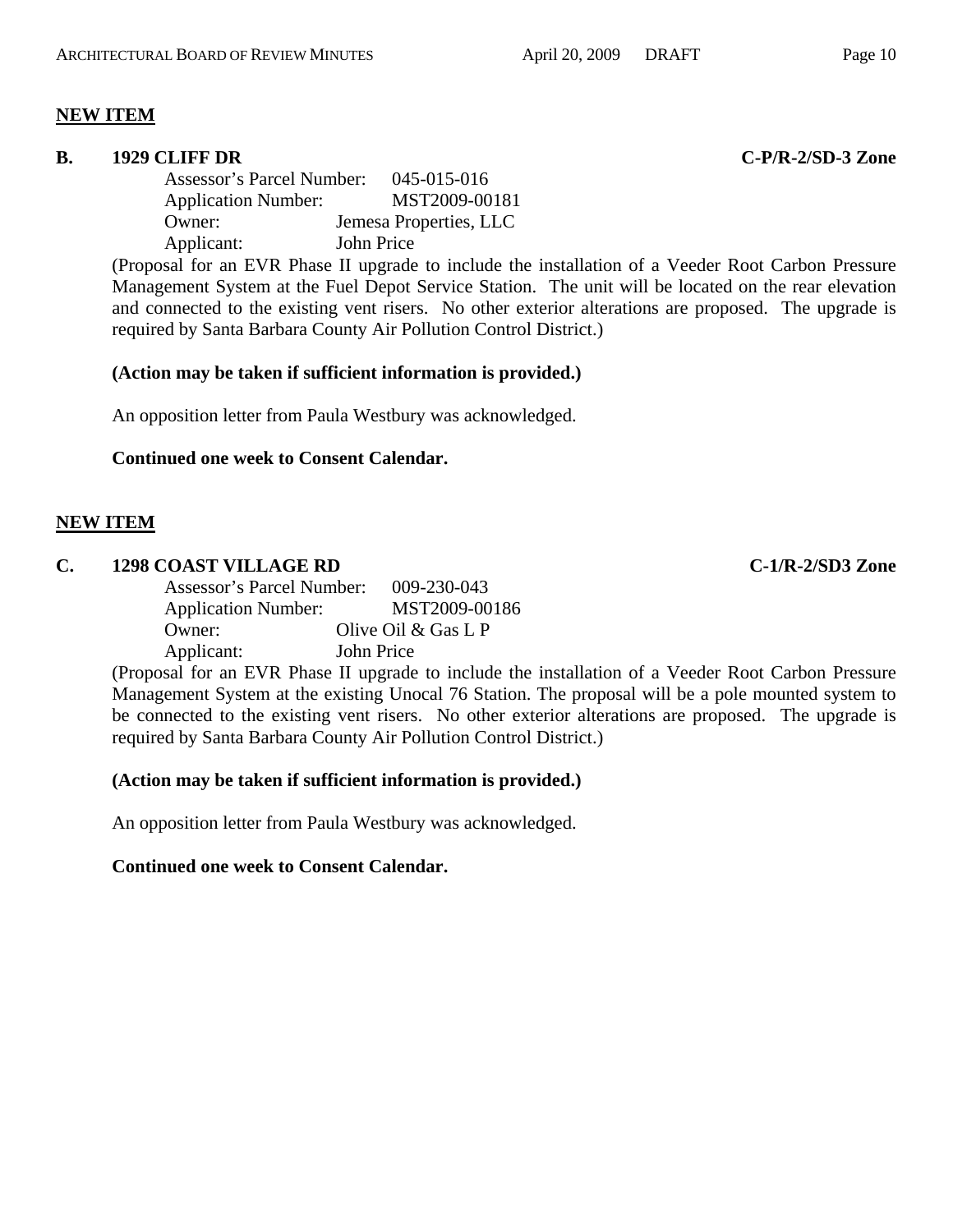**NEW ITEM**

**B. 1929 CLIFF DR** **C-P/R-2/SD-3 Zone**

Assessor's Parcel Number: 045-015-016
Application Number: MST2009-00181
Owner: Jemesa Properties, LLC
Applicant: John Price

(Proposal for an EVR Phase II upgrade to include the installation of a Veeder Root Carbon Pressure Management System at the Fuel Depot Service Station. The unit will be located on the rear elevation and connected to the existing vent risers. No other exterior alterations are proposed. The upgrade is required by Santa Barbara County Air Pollution Control District.)

**(Action may be taken if sufficient information is provided.)**

An opposition letter from Paula Westbury was acknowledged.

**Continued one week to Consent Calendar.**

**NEW ITEM**

**C. 1298 COAST VILLAGE RD** **C-1/R-2/SD3 Zone**

Assessor's Parcel Number: 009-230-043
Application Number: MST2009-00186
Owner: Olive Oil & Gas L P
Applicant: John Price

(Proposal for an EVR Phase II upgrade to include the installation of a Veeder Root Carbon Pressure Management System at the existing Unocal 76 Station. The proposal will be a pole mounted system to be connected to the existing vent risers. No other exterior alterations are proposed. The upgrade is required by Santa Barbara County Air Pollution Control District.)

**(Action may be taken if sufficient information is provided.)**

An opposition letter from Paula Westbury was acknowledged.

**Continued one week to Consent Calendar.**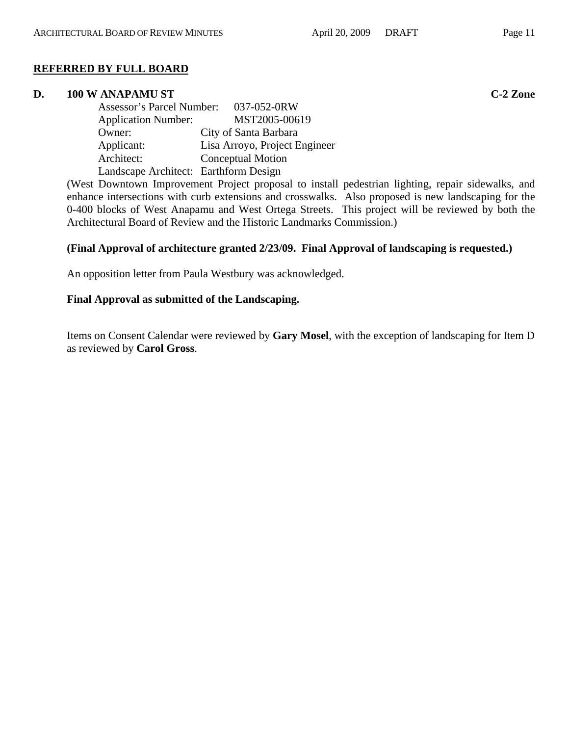## REFERRED BY FULL BOARD

**D. 100 W ANAPAMU ST** **C-2 Zone**

Assessor's Parcel Number: 037-052-0RW
Application Number: MST2005-00619
Owner: City of Santa Barbara
Applicant: Lisa Arroyo, Project Engineer
Architect: Conceptual Motion
Landscape Architect: Earthform Design

(West Downtown Improvement Project proposal to install pedestrian lighting, repair sidewalks, and enhance intersections with curb extensions and crosswalks. Also proposed is new landscaping for the 0-400 blocks of West Anapamu and West Ortega Streets. This project will be reviewed by both the Architectural Board of Review and the Historic Landmarks Commission.)

**(Final Approval of architecture granted 2/23/09. Final Approval of landscaping is requested.)**

An opposition letter from Paula Westbury was acknowledged.

**Final Approval as submitted of the Landscaping.**

Items on Consent Calendar were reviewed by **Gary Mosel**, with the exception of landscaping for Item D as reviewed by **Carol Gross**.